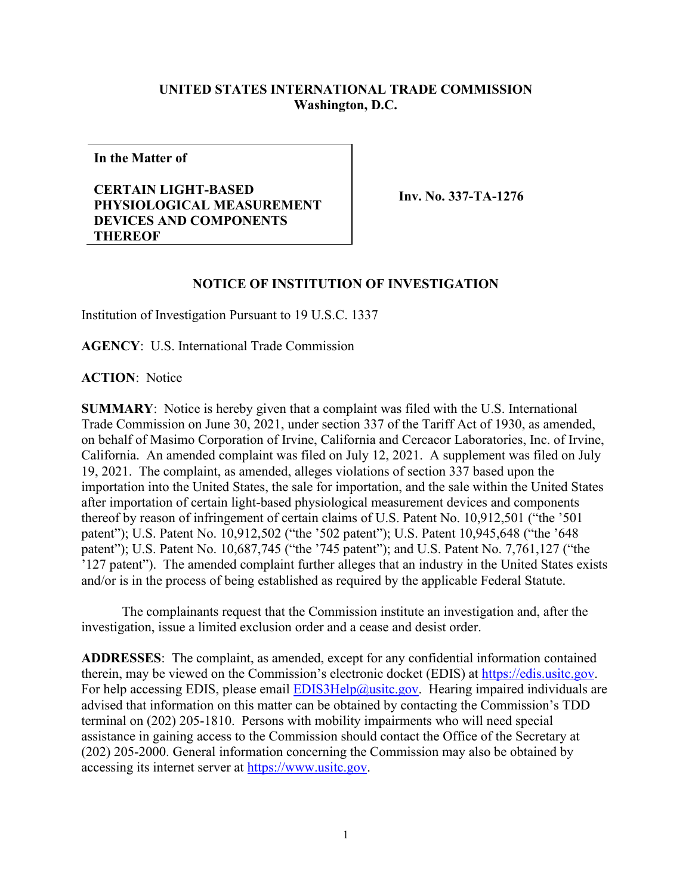**UNITED STATES INTERNATIONAL TRADE COMMISSION**
**Washington, D.C.**

| **In the Matter of**<br><br>**CERTAIN LIGHT-BASED PHYSIOLOGICAL MEASUREMENT DEVICES AND COMPONENTS THEREOF** | **Inv. No. 337-TA-1276** |
|---|---|

## NOTICE OF INSTITUTION OF INVESTIGATION

Institution of Investigation Pursuant to 19 U.S.C. 1337

**AGENCY**: U.S. International Trade Commission

**ACTION**: Notice

**SUMMARY**: Notice is hereby given that a complaint was filed with the U.S. International Trade Commission on June 30, 2021, under section 337 of the Tariff Act of 1930, as amended, on behalf of Masimo Corporation of Irvine, California and Cercacor Laboratories, Inc. of Irvine, California. An amended complaint was filed on July 12, 2021. A supplement was filed on July 19, 2021. The complaint, as amended, alleges violations of section 337 based upon the importation into the United States, the sale for importation, and the sale within the United States after importation of certain light-based physiological measurement devices and components thereof by reason of infringement of certain claims of U.S. Patent No. 10,912,501 ("the '501 patent"); U.S. Patent No. 10,912,502 ("the '502 patent"); U.S. Patent 10,945,648 ("the '648 patent"); U.S. Patent No. 10,687,745 ("the '745 patent"); and U.S. Patent No. 7,761,127 ("the '127 patent"). The amended complaint further alleges that an industry in the United States exists and/or is in the process of being established as required by the applicable Federal Statute.

The complainants request that the Commission institute an investigation and, after the investigation, issue a limited exclusion order and a cease and desist order.

**ADDRESSES**: The complaint, as amended, except for any confidential information contained therein, may be viewed on the Commission's electronic docket (EDIS) at https://edis.usitc.gov. For help accessing EDIS, please email EDIS3Help@usitc.gov. Hearing impaired individuals are advised that information on this matter can be obtained by contacting the Commission's TDD terminal on (202) 205-1810. Persons with mobility impairments who will need special assistance in gaining access to the Commission should contact the Office of the Secretary at (202) 205-2000. General information concerning the Commission may also be obtained by accessing its internet server at https://www.usitc.gov.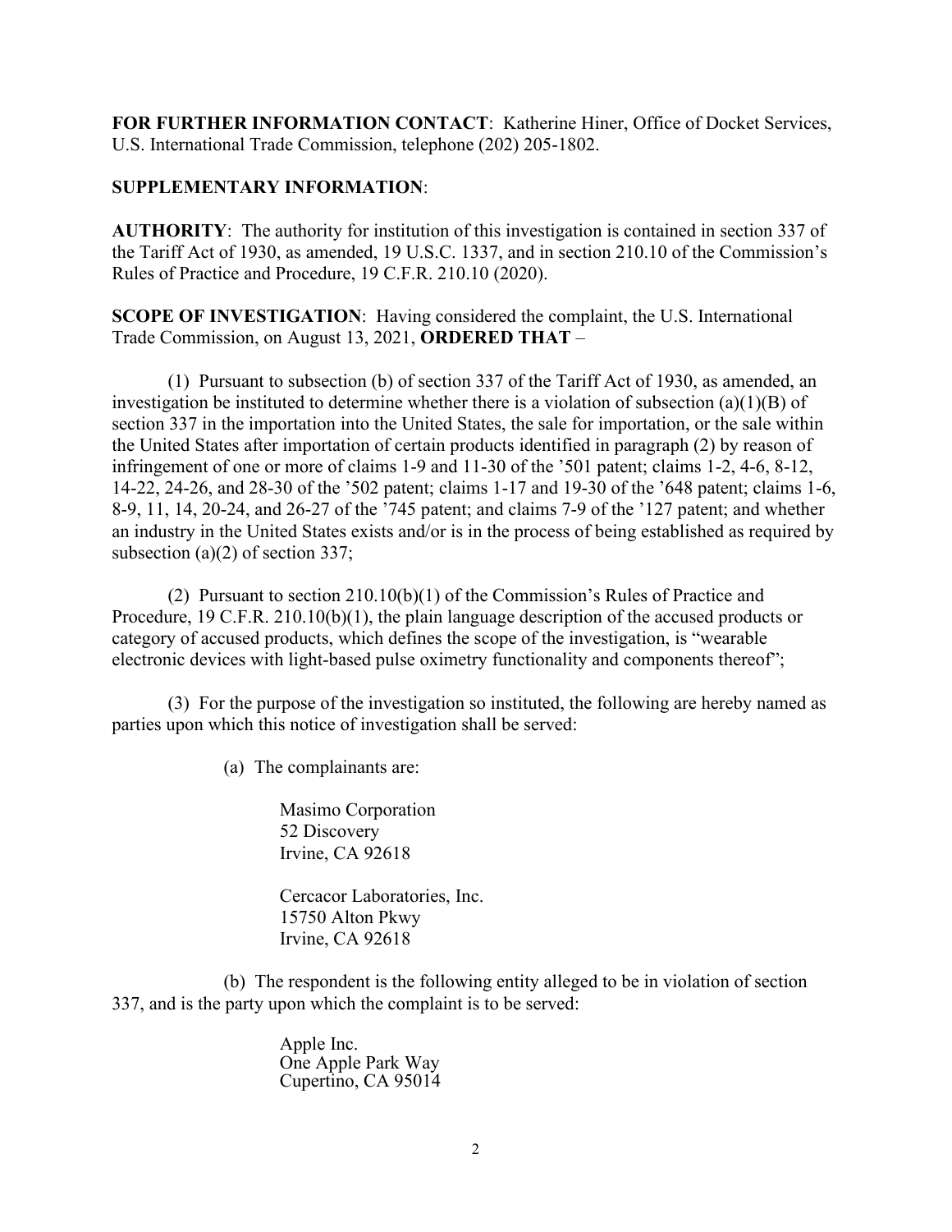**FOR FURTHER INFORMATION CONTACT**: Katherine Hiner, Office of Docket Services, U.S. International Trade Commission, telephone (202) 205-1802.

**SUPPLEMENTARY INFORMATION**:

**AUTHORITY**: The authority for institution of this investigation is contained in section 337 of the Tariff Act of 1930, as amended, 19 U.S.C. 1337, and in section 210.10 of the Commission's Rules of Practice and Procedure, 19 C.F.R. 210.10 (2020).

**SCOPE OF INVESTIGATION**: Having considered the complaint, the U.S. International Trade Commission, on August 13, 2021, **ORDERED THAT** –

(1) Pursuant to subsection (b) of section 337 of the Tariff Act of 1930, as amended, an investigation be instituted to determine whether there is a violation of subsection (a)(1)(B) of section 337 in the importation into the United States, the sale for importation, or the sale within the United States after importation of certain products identified in paragraph (2) by reason of infringement of one or more of claims 1-9 and 11-30 of the '501 patent; claims 1-2, 4-6, 8-12, 14-22, 24-26, and 28-30 of the '502 patent; claims 1-17 and 19-30 of the '648 patent; claims 1-6, 8-9, 11, 14, 20-24, and 26-27 of the '745 patent; and claims 7-9 of the '127 patent; and whether an industry in the United States exists and/or is in the process of being established as required by subsection (a)(2) of section 337;

(2) Pursuant to section 210.10(b)(1) of the Commission's Rules of Practice and Procedure, 19 C.F.R. 210.10(b)(1), the plain language description of the accused products or category of accused products, which defines the scope of the investigation, is "wearable electronic devices with light-based pulse oximetry functionality and components thereof";

(3) For the purpose of the investigation so instituted, the following are hereby named as parties upon which this notice of investigation shall be served:

(a) The complainants are:

Masimo Corporation
52 Discovery
Irvine, CA 92618

Cercacor Laboratories, Inc.
15750 Alton Pkwy
Irvine, CA 92618

(b) The respondent is the following entity alleged to be in violation of section 337, and is the party upon which the complaint is to be served:

Apple Inc.
One Apple Park Way
Cupertino, CA 95014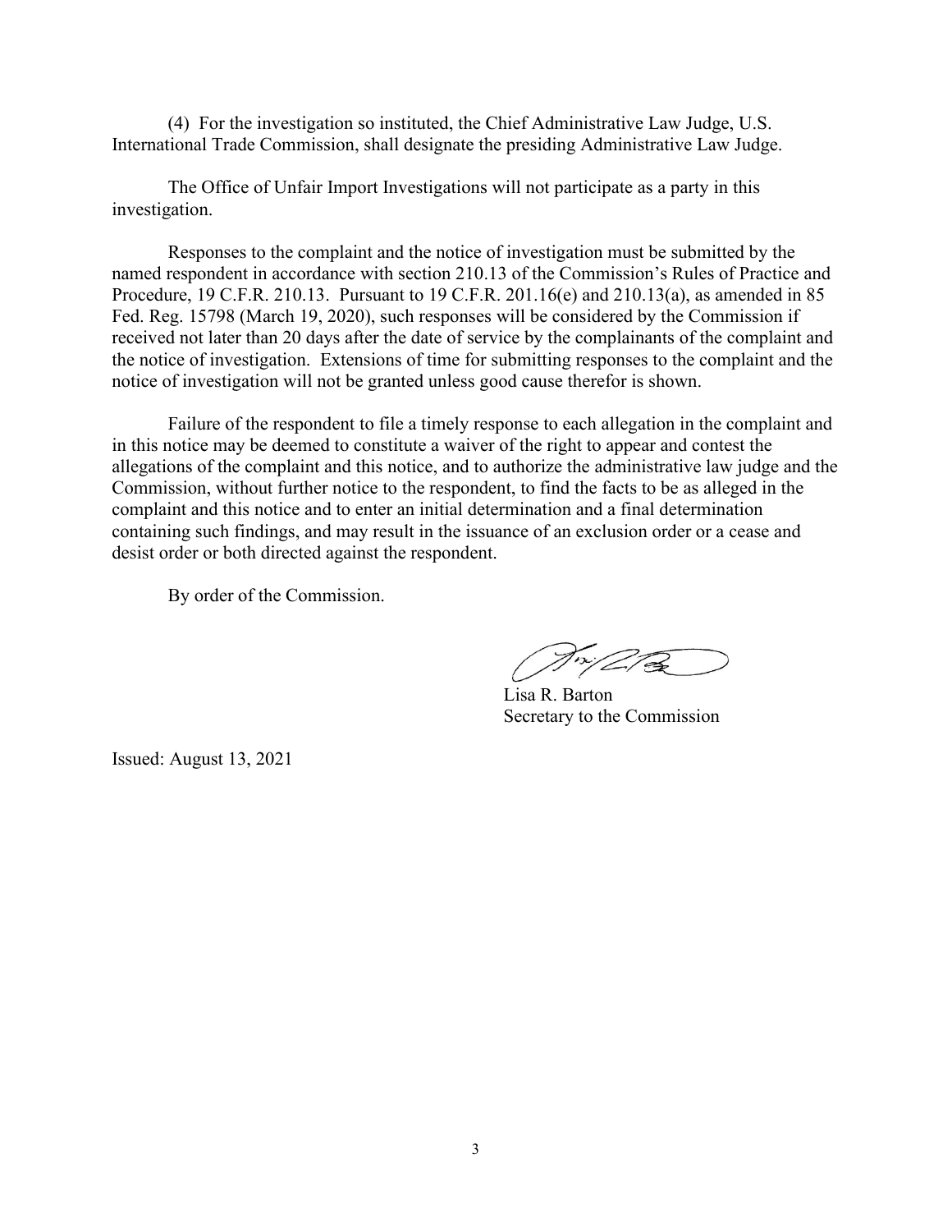(4) For the investigation so instituted, the Chief Administrative Law Judge, U.S. International Trade Commission, shall designate the presiding Administrative Law Judge.

The Office of Unfair Import Investigations will not participate as a party in this investigation.

Responses to the complaint and the notice of investigation must be submitted by the named respondent in accordance with section 210.13 of the Commission's Rules of Practice and Procedure, 19 C.F.R. 210.13. Pursuant to 19 C.F.R. 201.16(e) and 210.13(a), as amended in 85 Fed. Reg. 15798 (March 19, 2020), such responses will be considered by the Commission if received not later than 20 days after the date of service by the complainants of the complaint and the notice of investigation. Extensions of time for submitting responses to the complaint and the notice of investigation will not be granted unless good cause therefor is shown.

Failure of the respondent to file a timely response to each allegation in the complaint and in this notice may be deemed to constitute a waiver of the right to appear and contest the allegations of the complaint and this notice, and to authorize the administrative law judge and the Commission, without further notice to the respondent, to find the facts to be as alleged in the complaint and this notice and to enter an initial determination and a final determination containing such findings, and may result in the issuance of an exclusion order or a cease and desist order or both directed against the respondent.

By order of the Commission.

Lisa R. Barton
Secretary to the Commission

Issued: August 13, 2021